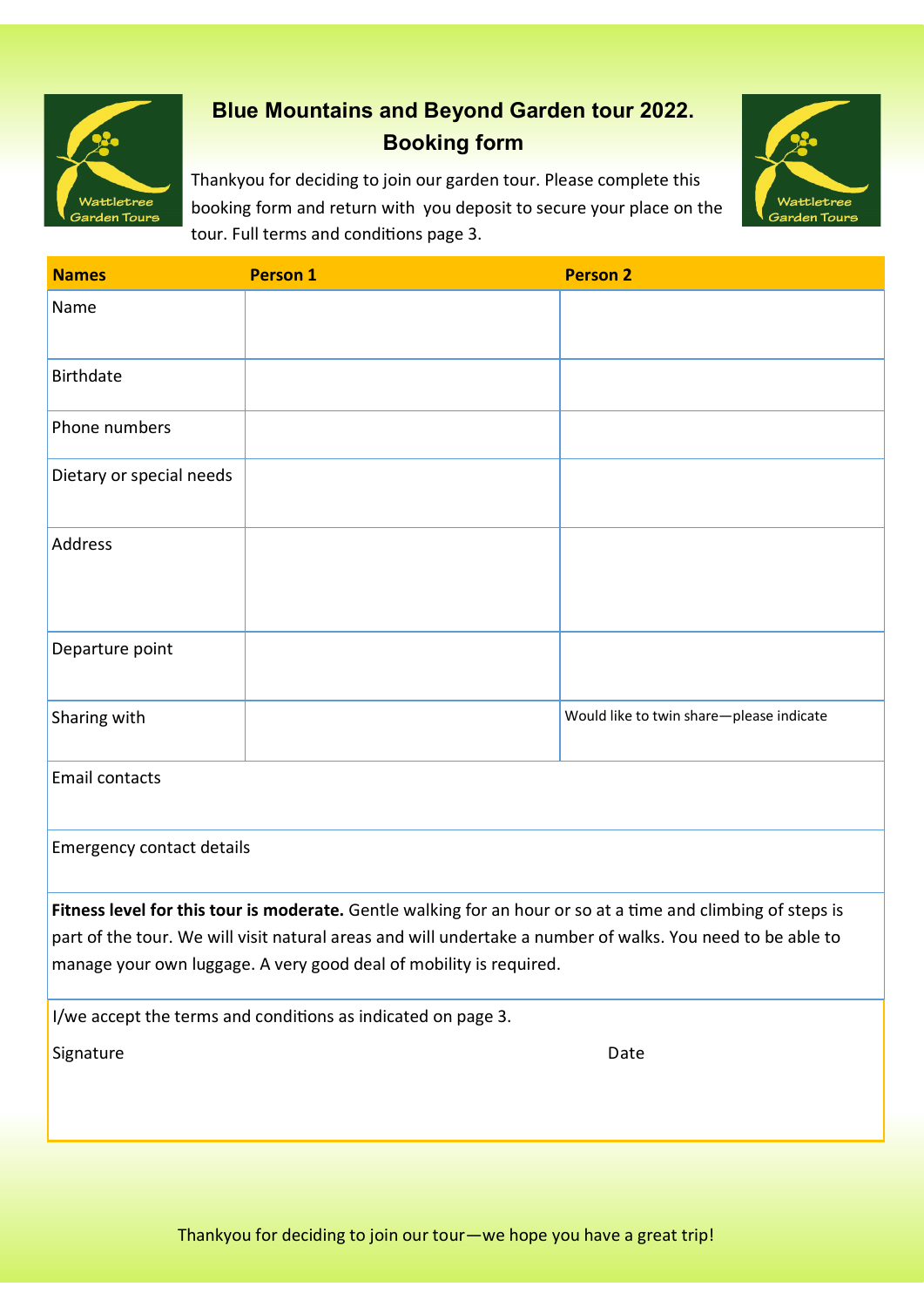# Blue Mountains and Beyond Garden tour 2022. Booking form

Thankyou for deciding to join our garden tour. Please complete this booking form and return with you deposit to secure your place on the tour. Full terms and conditions page 3.

| Names | Person 1 | Person 2 |
|---|---|---|
| Name | | |
| Birthdate | | |
| Phone numbers | | |
| Dietary or special needs | | |
| Address | | |
| Departure point | | |
| Sharing with | | Would like to twin share—please indicate |
| Email contacts | | |
| Emergency contact details | | |

**Fitness level for this tour is moderate.** Gentle walking for an hour or so at a time and climbing of steps is part of the tour. We will visit natural areas and will undertake a number of walks. You need to be able to manage your own luggage. A very good deal of mobility is required.

I/we accept the terms and conditions as indicated on page 3.

Signature　　　　　　　　　　　　　　　　　　　　　　Date

Thankyou for deciding to join our tour—we hope you have a great trip!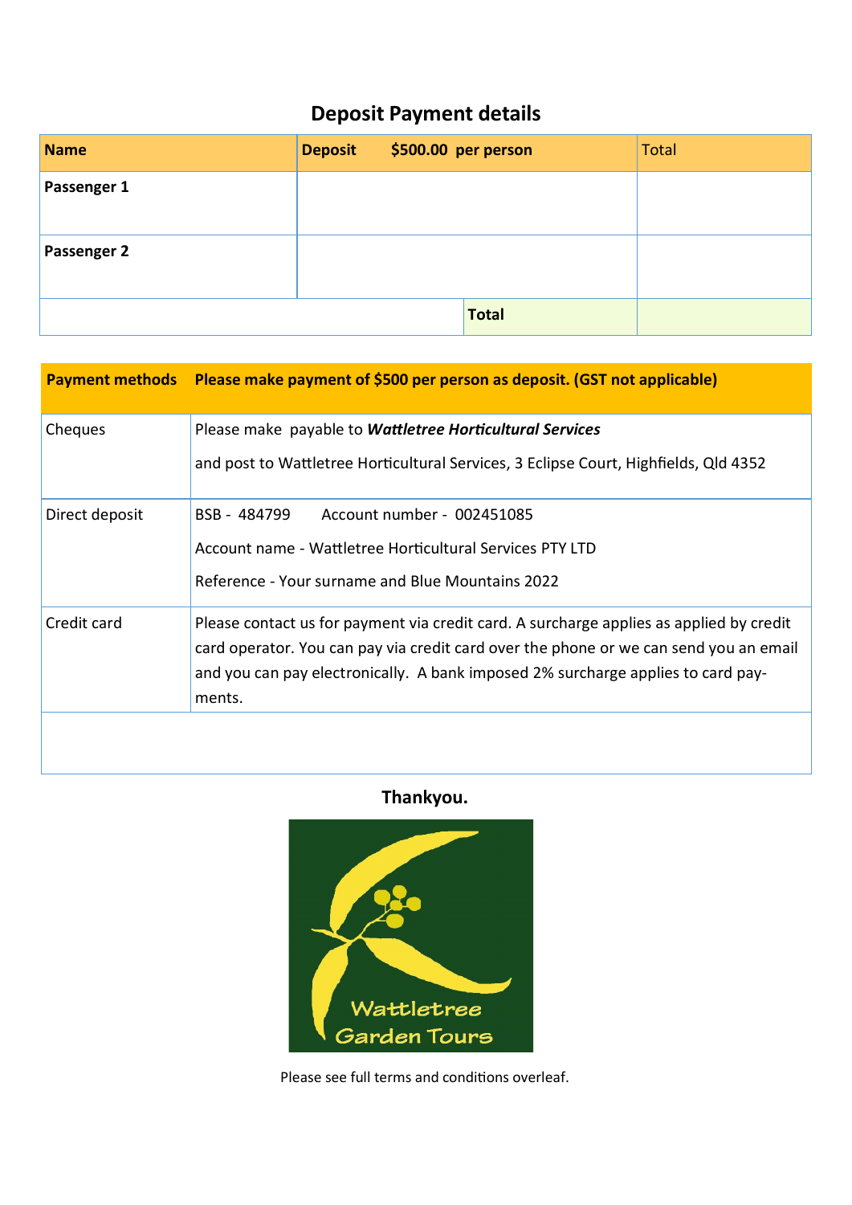## Deposit Payment details

| Name | Deposit $500.00 per person | | Total |
|---|---|---|---|
| Passenger 1 | | | |
| Passenger 2 | | | |
| | | Total | |

| Payment methods | Please make payment of $500 per person as deposit. (GST not applicable) |
|---|---|
| Cheques | Please make payable to ***Wattletree Horticultural Services*** <br><br> and post to Wattletree Horticultural Services, 3 Eclipse Court, Highfields, Qld 4352 |
| Direct deposit | BSB - 484799 Account number - 002451085 <br><br> Account name - Wattletree Horticultural Services PTY LTD <br><br> Reference - Your surname and Blue Mountains 2022 |
| Credit card | Please contact us for payment via credit card. A surcharge applies as applied by credit card operator. You can pay via credit card over the phone or we can send you an email and you can pay electronically. A bank imposed 2% surcharge applies to card payments. |
| | |

**Thankyou.**

Wattletree Garden Tours

Please see full terms and conditions overleaf.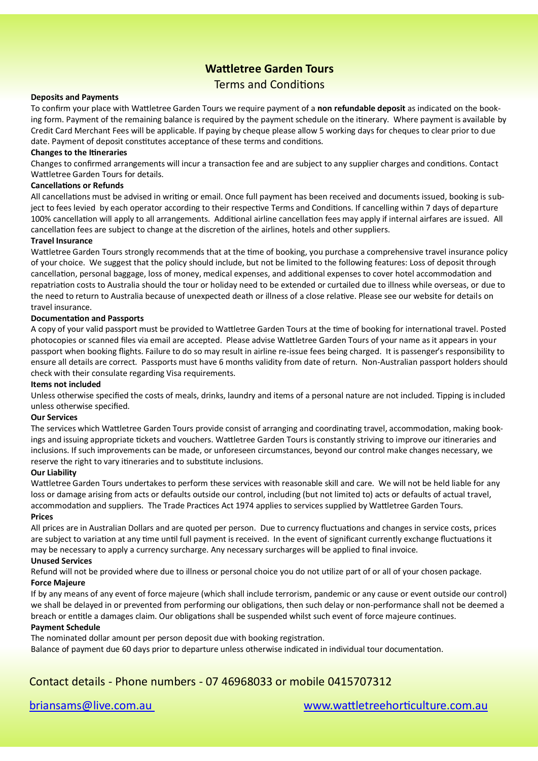# Wattletree Garden Tours

## Terms and Conditions

**Deposits and Payments**

To confirm your place with Wattletree Garden Tours we require payment of a **non refundable deposit** as indicated on the booking form. Payment of the remaining balance is required by the payment schedule on the itinerary. Where payment is available by Credit Card Merchant Fees will be applicable. If paying by cheque please allow 5 working days for cheques to clear prior to due date. Payment of deposit constitutes acceptance of these terms and conditions.

**Changes to the Itineraries**

Changes to confirmed arrangements will incur a transaction fee and are subject to any supplier charges and conditions. Contact Wattletree Garden Tours for details.

**Cancellations or Refunds**

All cancellations must be advised in writing or email. Once full payment has been received and documents issued, booking is subject to fees levied by each operator according to their respective Terms and Conditions. If cancelling within 7 days of departure 100% cancellation will apply to all arrangements. Additional airline cancellation fees may apply if internal airfares are issued. All cancellation fees are subject to change at the discretion of the airlines, hotels and other suppliers.

**Travel Insurance**

Wattletree Garden Tours strongly recommends that at the time of booking, you purchase a comprehensive travel insurance policy of your choice. We suggest that the policy should include, but not be limited to the following features: Loss of deposit through cancellation, personal baggage, loss of money, medical expenses, and additional expenses to cover hotel accommodation and repatriation costs to Australia should the tour or holiday need to be extended or curtailed due to illness while overseas, or due to the need to return to Australia because of unexpected death or illness of a close relative. Please see our website for details on travel insurance.

**Documentation and Passports**

A copy of your valid passport must be provided to Wattletree Garden Tours at the time of booking for international travel. Posted photocopies or scanned files via email are accepted. Please advise Wattletree Garden Tours of your name as it appears in your passport when booking flights. Failure to do so may result in airline re-issue fees being charged. It is passenger's responsibility to ensure all details are correct. Passports must have 6 months validity from date of return. Non-Australian passport holders should check with their consulate regarding Visa requirements.

**Items not included**

Unless otherwise specified the costs of meals, drinks, laundry and items of a personal nature are not included. Tipping is included unless otherwise specified.

**Our Services**

The services which Wattletree Garden Tours provide consist of arranging and coordinating travel, accommodation, making bookings and issuing appropriate tickets and vouchers. Wattletree Garden Tours is constantly striving to improve our itineraries and inclusions. If such improvements can be made, or unforeseen circumstances, beyond our control make changes necessary, we reserve the right to vary itineraries and to substitute inclusions.

**Our Liability**

Wattletree Garden Tours undertakes to perform these services with reasonable skill and care. We will not be held liable for any loss or damage arising from acts or defaults outside our control, including (but not limited to) acts or defaults of actual travel, accommodation and suppliers. The Trade Practices Act 1974 applies to services supplied by Wattletree Garden Tours.

**Prices**

All prices are in Australian Dollars and are quoted per person. Due to currency fluctuations and changes in service costs, prices are subject to variation at any time until full payment is received. In the event of significant currently exchange fluctuations it may be necessary to apply a currency surcharge. Any necessary surcharges will be applied to final invoice.

**Unused Services**

Refund will not be provided where due to illness or personal choice you do not utilize part of or all of your chosen package.

**Force Majeure**

If by any means of any event of force majeure (which shall include terrorism, pandemic or any cause or event outside our control) we shall be delayed in or prevented from performing our obligations, then such delay or non-performance shall not be deemed a breach or entitle a damages claim. Our obligations shall be suspended whilst such event of force majeure continues.

**Payment Schedule**

The nominated dollar amount per person deposit due with booking registration.

Balance of payment due 60 days prior to departure unless otherwise indicated in individual tour documentation.

Contact details - Phone numbers - 07 46968033 or mobile 0415707312

briansams@live.com.au

www.wattletreehorticulture.com.au